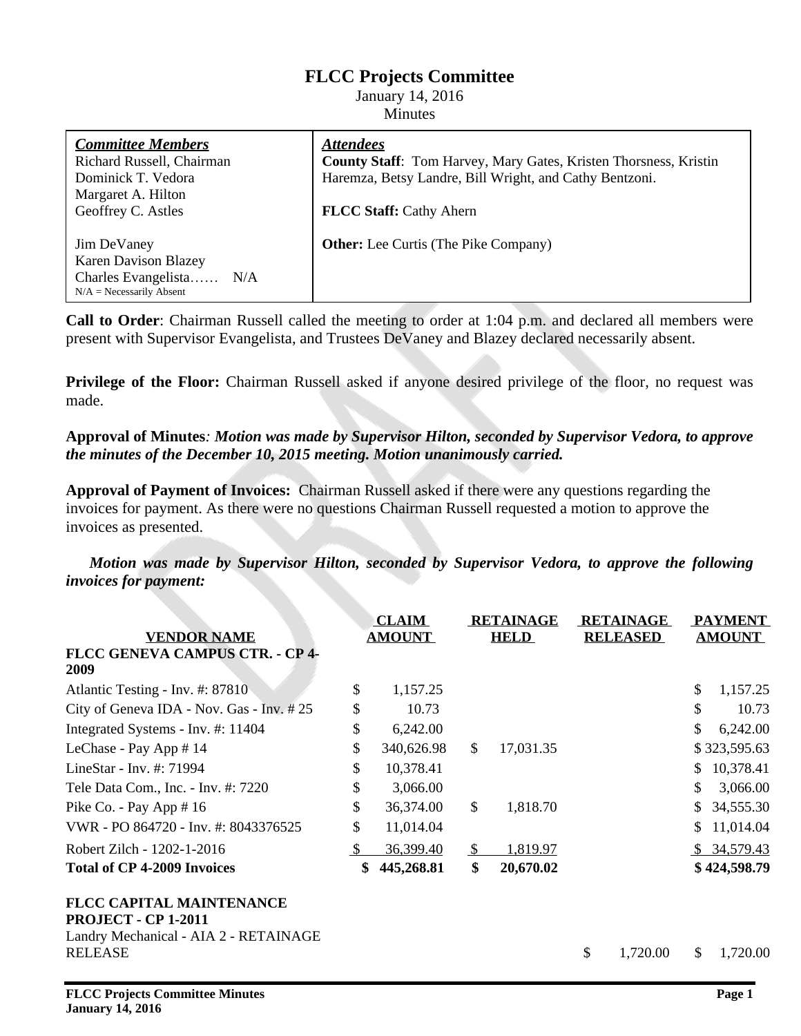# FLCC Projects Committee

January 14, 2016

Minutes

| *Committee Members* | *Attendees* |
|---|---|
| Richard Russell, Chairman<br>Dominick T. Vedora<br>Margaret A. Hilton<br>Geoffrey C. Astles<br><br>Jim DeVaney<br>Karen Davison Blazey<br>Charles Evangelista…… N/A<br>N/A = Necessarily Absent | **County Staff**: Tom Harvey, Mary Gates, Kristen Thorsness, Kristin Haremza, Betsy Landre, Bill Wright, and Cathy Bentzoni.<br><br>**FLCC Staff:** Cathy Ahern<br><br>**Other:** Lee Curtis (The Pike Company) |

**Call to Order**: Chairman Russell called the meeting to order at 1:04 p.m. and declared all members were present with Supervisor Evangelista, and Trustees DeVaney and Blazey declared necessarily absent.

**Privilege of the Floor:** Chairman Russell asked if anyone desired privilege of the floor, no request was made.

**Approval of Minutes***: Motion was made by Supervisor Hilton, seconded by Supervisor Vedora, to approve the minutes of the December 10, 2015 meeting. Motion unanimously carried.*

**Approval of Payment of Invoices:** Chairman Russell asked if there were any questions regarding the invoices for payment. As there were no questions Chairman Russell requested a motion to approve the invoices as presented.

***Motion was made by Supervisor Hilton, seconded by Supervisor Vedora, to approve the following invoices for payment:***

| VENDOR NAME | CLAIM AMOUNT | RETAINAGE HELD | RETAINAGE RELEASED | PAYMENT AMOUNT |
|---|---|---|---|---|
| **FLCC GENEVA CAMPUS CTR. - CP 4-2009** | | | | |
| Atlantic Testing - Inv. #: 87810 | $ 1,157.25 | | | $ 1,157.25 |
| City of Geneva IDA - Nov. Gas - Inv. # 25 | $ 10.73 | | | $ 10.73 |
| Integrated Systems - Inv. #: 11404 | $ 6,242.00 | | | $ 6,242.00 |
| LeChase - Pay App # 14 | $ 340,626.98 | $ 17,031.35 | | $ 323,595.63 |
| LineStar - Inv. #: 71994 | $ 10,378.41 | | | $ 10,378.41 |
| Tele Data Com., Inc. - Inv. #: 7220 | $ 3,066.00 | | | $ 3,066.00 |
| Pike Co. - Pay App # 16 | $ 36,374.00 | $ 1,818.70 | | $ 34,555.30 |
| VWR - PO 864720 - Inv. #: 8043376525 | $ 11,014.04 | | | $ 11,014.04 |
| Robert Zilch - 1202-1-2016 | $ 36,399.40 | $ 1,819.97 | | $ 34,579.43 |
| **Total of CP 4-2009 Invoices** | **$ 445,268.81** | **$ 20,670.02** | | **$ 424,598.79** |
| **FLCC CAPITAL MAINTENANCE PROJECT - CP 1-2011** | | | | |
| Landry Mechanical - AIA 2 - RETAINAGE RELEASE | | | $ 1,720.00 | $ 1,720.00 |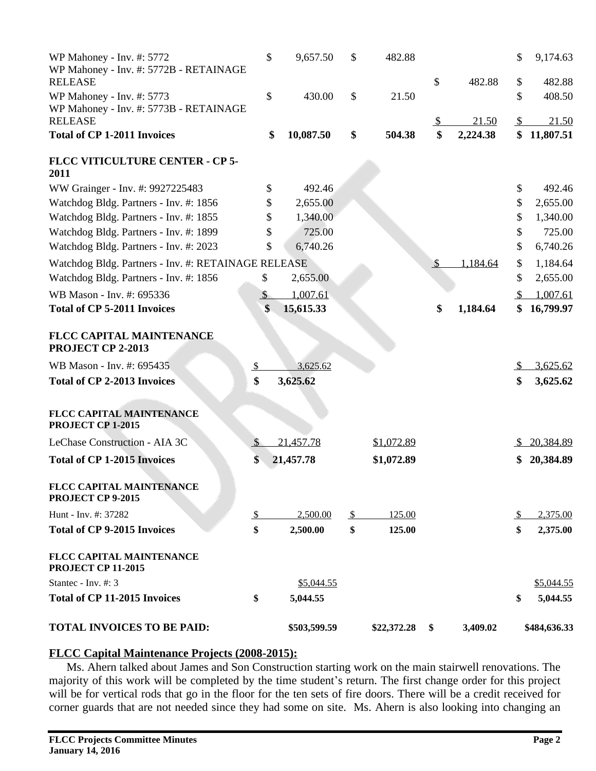| | | | | |
|---|---|---|---|---|
| WP Mahoney - Inv. #: 5772 | $ 9,657.50 | $ 482.88 | | $ 9,174.63 |
| WP Mahoney - Inv. #: 5772B - RETAINAGE RELEASE | | | $ 482.88 | $ 482.88 |
| WP Mahoney - Inv. #: 5773 | $ 430.00 | $ 21.50 | | $ 408.50 |
| WP Mahoney - Inv. #: 5773B - RETAINAGE RELEASE | | | $ 21.50 | $ 21.50 |
| **Total of CP 1-2011 Invoices** | **$ 10,087.50** | **$ 504.38** | **$ 2,224.38** | **$ 11,807.51** |
| | | | | |
| **FLCC VITICULTURE CENTER - CP 5-2011** | | | | |
| WW Grainger - Inv. #: 9927225483 | $ 492.46 | | | $ 492.46 |
| Watchdog Bldg. Partners - Inv. #: 1856 | $ 2,655.00 | | | $ 2,655.00 |
| Watchdog Bldg. Partners - Inv. #: 1855 | $ 1,340.00 | | | $ 1,340.00 |
| Watchdog Bldg. Partners - Inv. #: 1899 | $ 725.00 | | | $ 725.00 |
| Watchdog Bldg. Partners - Inv. #: 2023 | $ 6,740.26 | | | $ 6,740.26 |
| Watchdog Bldg. Partners - Inv. #: RETAINAGE RELEASE | | | $ 1,184.64 | $ 1,184.64 |
| Watchdog Bldg. Partners - Inv. #: 1856 | $ 2,655.00 | | | $ 2,655.00 |
| WB Mason - Inv. #: 695336 | $ 1,007.61 | | | $ 1,007.61 |
| **Total of CP 5-2011 Invoices** | **$ 15,615.33** | | **$ 1,184.64** | **$ 16,799.97** |
| | | | | |
| **FLCC CAPITAL MAINTENANCE PROJECT CP 2-2013** | | | | |
| WB Mason - Inv. #: 695435 | $ 3,625.62 | | | $ 3,625.62 |
| **Total of CP 2-2013 Invoices** | **$ 3,625.62** | | | **$ 3,625.62** |
| | | | | |
| **FLCC CAPITAL MAINTENANCE PROJECT CP 1-2015** | | | | |
| LeChase Construction - AIA 3C | $ 21,457.78 | $1,072.89 | | $ 20,384.89 |
| **Total of CP 1-2015 Invoices** | **$ 21,457.78** | **$1,072.89** | | **$ 20,384.89** |
| | | | | |
| **FLCC CAPITAL MAINTENANCE PROJECT CP 9-2015** | | | | |
| Hunt - Inv. #: 37282 | $ 2,500.00 | $ 125.00 | | $ 2,375.00 |
| **Total of CP 9-2015 Invoices** | **$ 2,500.00** | **$ 125.00** | | **$ 2,375.00** |
| | | | | |
| **FLCC CAPITAL MAINTENANCE PROJECT CP 11-2015** | | | | |
| Stantec - Inv. #: 3 | $5,044.55 | | | $5,044.55 |
| **Total of CP 11-2015 Invoices** | **$ 5,044.55** | | | **$ 5,044.55** |
| | | | | |
| **TOTAL INVOICES TO BE PAID:** | **$503,599.59** | **$22,372.28** | **$ 3,409.02** | **$484,636.33** |

## FLCC Capital Maintenance Projects (2008-2015):

Ms. Ahern talked about James and Son Construction starting work on the main stairwell renovations. The majority of this work will be completed by the time student's return. The first change order for this project will be for vertical rods that go in the floor for the ten sets of fire doors. There will be a credit received for corner guards that are not needed since they had some on site. Ms. Ahern is also looking into changing an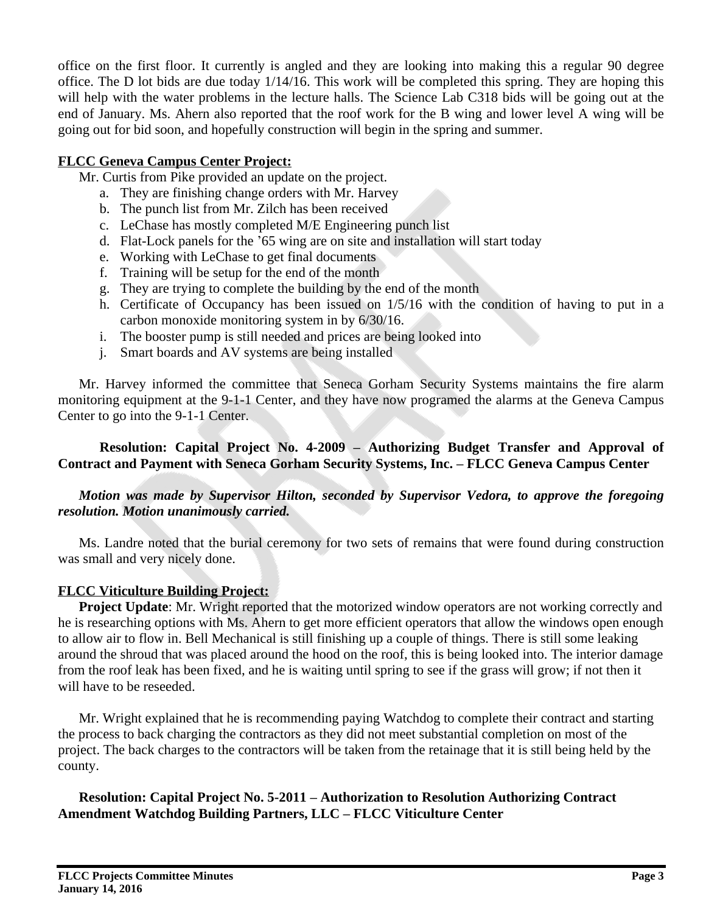office on the first floor. It currently is angled and they are looking into making this a regular 90 degree office. The D lot bids are due today 1/14/16. This work will be completed this spring. They are hoping this will help with the water problems in the lecture halls. The Science Lab C318 bids will be going out at the end of January. Ms. Ahern also reported that the roof work for the B wing and lower level A wing will be going out for bid soon, and hopefully construction will begin in the spring and summer.

**FLCC Geneva Campus Center Project:**

Mr. Curtis from Pike provided an update on the project.

a. They are finishing change orders with Mr. Harvey
b. The punch list from Mr. Zilch has been received
c. LeChase has mostly completed M/E Engineering punch list
d. Flat-Lock panels for the '65 wing are on site and installation will start today
e. Working with LeChase to get final documents
f. Training will be setup for the end of the month
g. They are trying to complete the building by the end of the month
h. Certificate of Occupancy has been issued on 1/5/16 with the condition of having to put in a carbon monoxide monitoring system in by 6/30/16.
i. The booster pump is still needed and prices are being looked into
j. Smart boards and AV systems are being installed

Mr. Harvey informed the committee that Seneca Gorham Security Systems maintains the fire alarm monitoring equipment at the 9-1-1 Center, and they have now programed the alarms at the Geneva Campus Center to go into the 9-1-1 Center.

**Resolution: Capital Project No. 4-2009 – Authorizing Budget Transfer and Approval of Contract and Payment with Seneca Gorham Security Systems, Inc. – FLCC Geneva Campus Center**

***Motion was made by Supervisor Hilton, seconded by Supervisor Vedora, to approve the foregoing resolution. Motion unanimously carried.***

Ms. Landre noted that the burial ceremony for two sets of remains that were found during construction was small and very nicely done.

**FLCC Viticulture Building Project:**

**Project Update**: Mr. Wright reported that the motorized window operators are not working correctly and he is researching options with Ms. Ahern to get more efficient operators that allow the windows open enough to allow air to flow in. Bell Mechanical is still finishing up a couple of things. There is still some leaking around the shroud that was placed around the hood on the roof, this is being looked into. The interior damage from the roof leak has been fixed, and he is waiting until spring to see if the grass will grow; if not then it will have to be reseeded.

Mr. Wright explained that he is recommending paying Watchdog to complete their contract and starting the process to back charging the contractors as they did not meet substantial completion on most of the project. The back charges to the contractors will be taken from the retainage that it is still being held by the county.

**Resolution: Capital Project No. 5-2011 – Authorization to Resolution Authorizing Contract Amendment Watchdog Building Partners, LLC – FLCC Viticulture Center**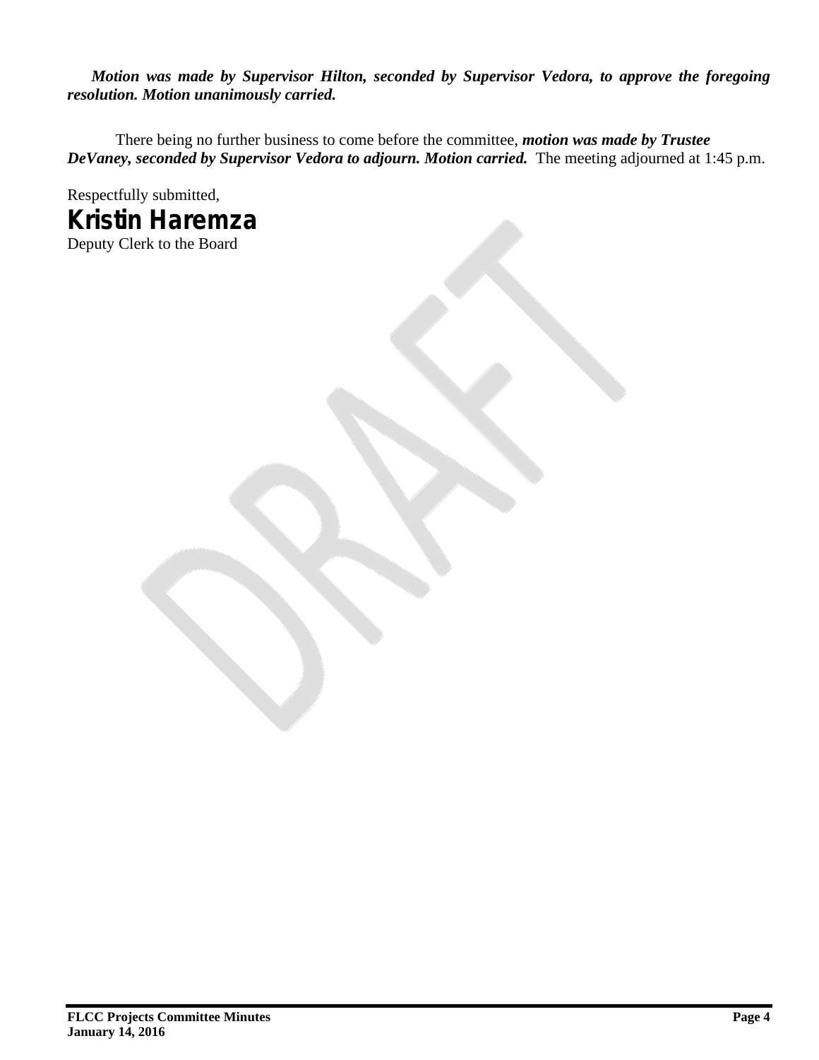***Motion was made by Supervisor Hilton, seconded by Supervisor Vedora, to approve the foregoing resolution. Motion unanimously carried.***

There being no further business to come before the committee, ***motion was made by Trustee DeVaney, seconded by Supervisor Vedora to adjourn. Motion carried.*** The meeting adjourned at 1:45 p.m.

Respectfully submitted,

**Kristin Haremza**

Deputy Clerk to the Board